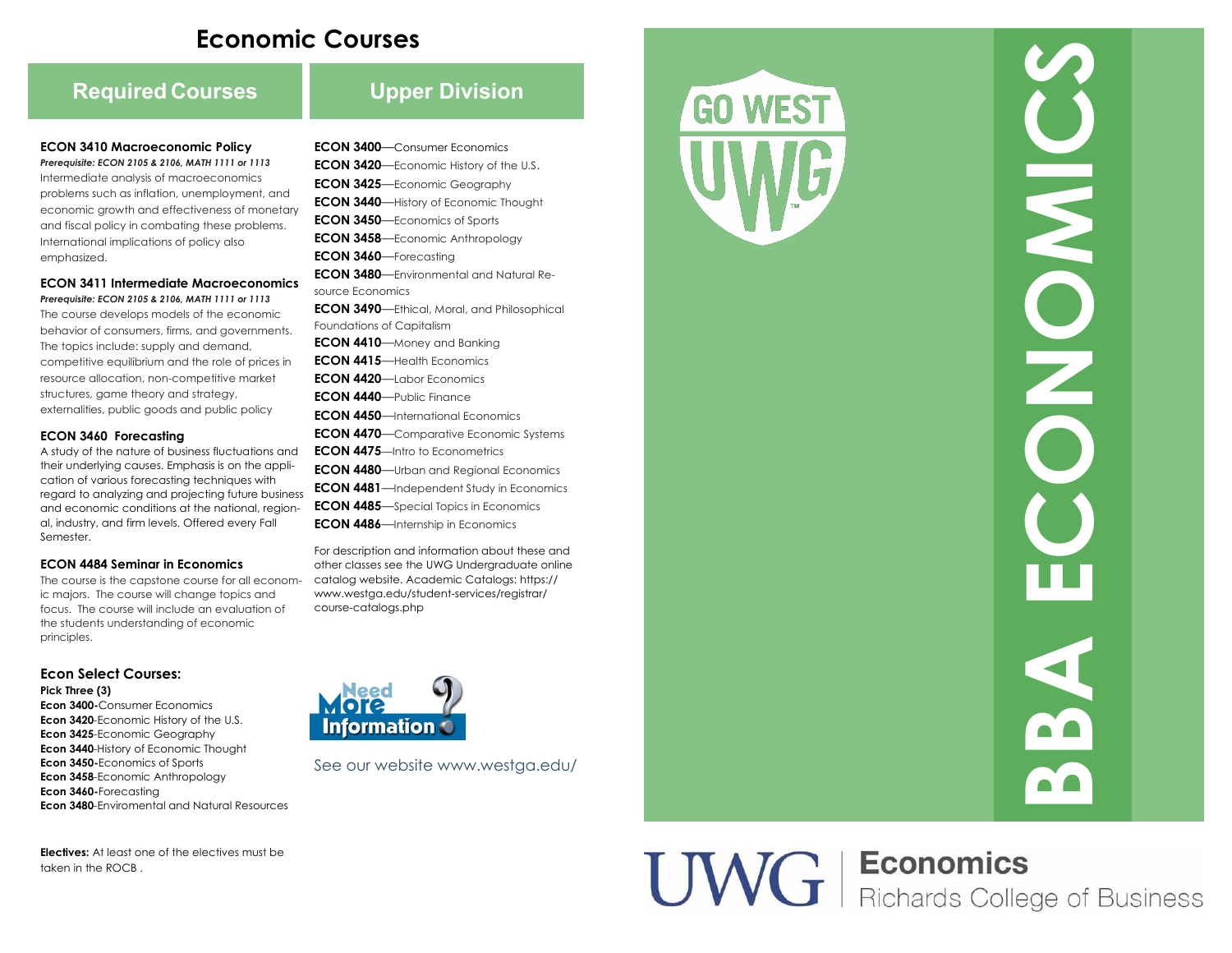# Economic Courses

## Required Courses

**ECON 3410 Macroeconomic Policy**
***Prerequisite: ECON 2105 & 2106, MATH 1111 or 1113***
Intermediate analysis of macroeconomics problems such as inflation, unemployment, and economic growth and effectiveness of monetary and fiscal policy in combating these problems. International implications of policy also emphasized.

**ECON 3411 Intermediate Macroeconomics**
***Prerequisite: ECON 2105 & 2106, MATH 1111 or 1113***
The course develops models of the economic behavior of consumers, firms, and governments. The topics include: supply and demand, competitive equilibrium and the role of prices in resource allocation, non-competitive market structures, game theory and strategy, externalities, public goods and public policy

**ECON 3460 Forecasting**
A study of the nature of business fluctuations and their underlying causes. Emphasis is on the application of various forecasting techniques with regard to analyzing and projecting future business and economic conditions at the national, regional, industry, and firm levels. Offered every Fall Semester.

**ECON 4484 Seminar in Economics**
The course is the capstone course for all economic majors. The course will change topics and focus. The course will include an evaluation of the students understanding of economic principles.

### Econ Select Courses:

**Pick Three (3)**
**Econ 3400-**Consumer Economics
**Econ 3420**-Economic History of the U.S.
**Econ 3425**-Economic Geography
**Econ 3440**-History of Economic Thought
**Econ 3450-**Economics of Sports
**Econ 3458**-Economic Anthropology
**Econ 3460-**Forecasting
**Econ 3480**-Enviromental and Natural Resources

**Electives:** At least one of the electives must be taken in the ROCB .

## Upper Division

**ECON 3400**—Consumer Economics
**ECON 3420**—Economic History of the U.S.
**ECON 3425**—Economic Geography
**ECON 3440**—History of Economic Thought
**ECON 3450**—Economics of Sports
**ECON 3458**—Economic Anthropology
**ECON 3460**—Forecasting
**ECON 3480**—Environmental and Natural Resource Economics
**ECON 3490**—Ethical, Moral, and Philosophical Foundations of Capitalism
**ECON 4410**—Money and Banking
**ECON 4415**—Health Economics
**ECON 4420**—Labor Economics
**ECON 4440**—Public Finance
**ECON 4450**—International Economics
**ECON 4470**—Comparative Economic Systems
**ECON 4475**—Intro to Econometrics
**ECON 4480**—Urban and Regional Economics
**ECON 4481**—Independent Study in Economics
**ECON 4485**—Special Topics in Economics
**ECON 4486**—Internship in Economics

For description and information about these and other classes see the UWG Undergraduate online catalog website. Academic Catalogs: https://www.westga.edu/student-services/registrar/course-catalogs.php

Need More Information?

See our website www.westga.edu/

GO WEST UWG

# BBA ECONOMICS

UWG | Economics
Richards College of Business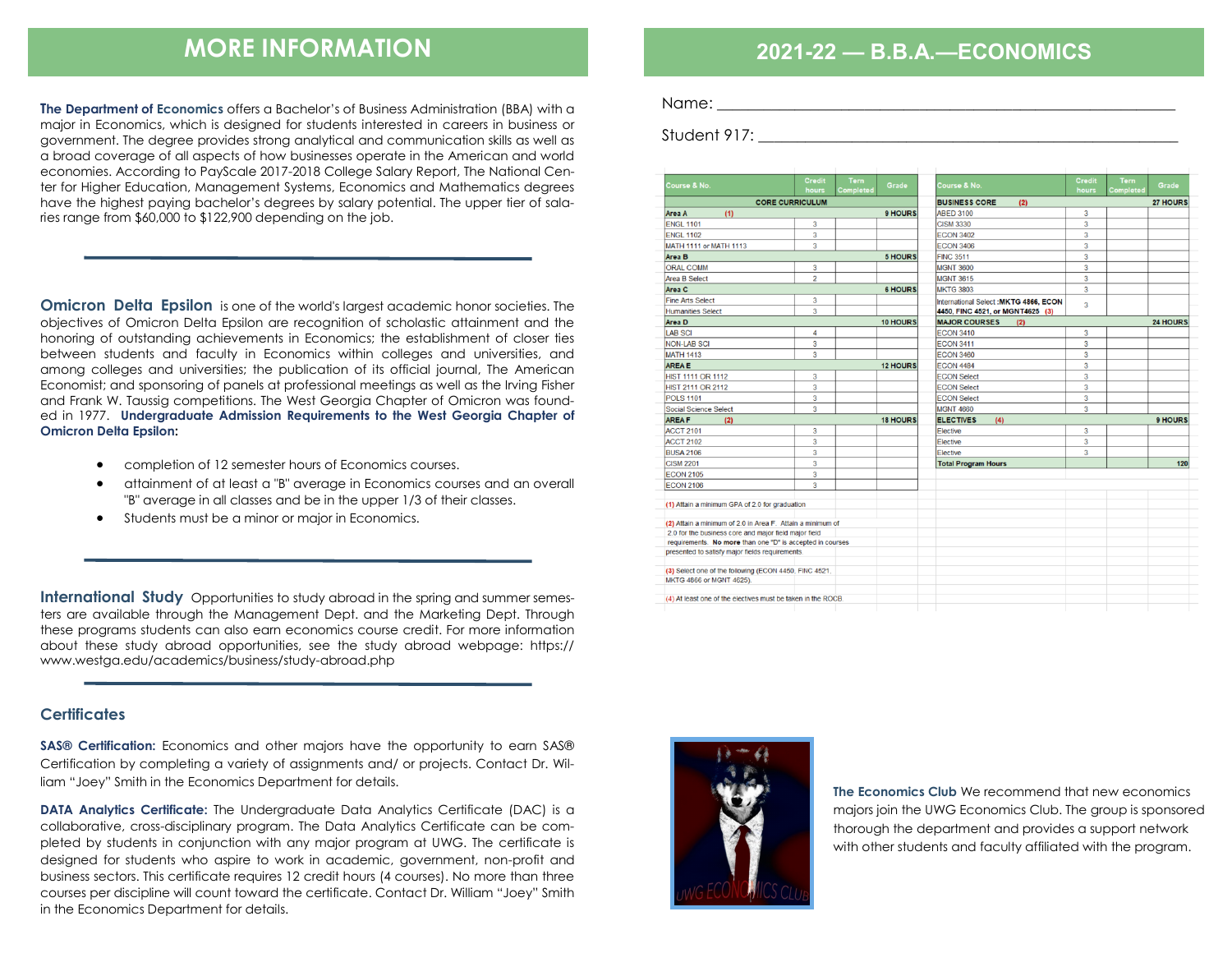# MORE INFORMATION

**The Department of Economics** offers a Bachelor's of Business Administration (BBA) with a major in Economics, which is designed for students interested in careers in business or government. The degree provides strong analytical and communication skills as well as a broad coverage of all aspects of how businesses operate in the American and world economies. According to PayScale 2017-2018 College Salary Report, The National Center for Higher Education, Management Systems, Economics and Mathematics degrees have the highest paying bachelor's degrees by salary potential. The upper tier of salaries range from $60,000 to $122,900 depending on the job.

**Omicron Delta Epsilon** is one of the world's largest academic honor societies. The objectives of Omicron Delta Epsilon are recognition of scholastic attainment and the honoring of outstanding achievements in Economics; the establishment of closer ties between students and faculty in Economics within colleges and universities, and among colleges and universities; the publication of its official journal, The American Economist; and sponsoring of panels at professional meetings as well as the Irving Fisher and Frank W. Taussig competitions. The West Georgia Chapter of Omicron was founded in 1977. **Undergraduate Admission Requirements to the West Georgia Chapter of Omicron Delta Epsilon:**

- completion of 12 semester hours of Economics courses.
- attainment of at least a "B" average in Economics courses and an overall "B" average in all classes and be in the upper 1/3 of their classes.
- Students must be a minor or major in Economics.

**International Study** Opportunities to study abroad in the spring and summer semesters are available through the Management Dept. and the Marketing Dept. Through these programs students can also earn economics course credit. For more information about these study abroad opportunities, see the study abroad webpage: https://www.westga.edu/academics/business/study-abroad.php

## Certificates

**SAS® Certification:** Economics and other majors have the opportunity to earn SAS® Certification by completing a variety of assignments and/ or projects. Contact Dr. William "Joey" Smith in the Economics Department for details.

**DATA Analytics Certificate:** The Undergraduate Data Analytics Certificate (DAC) is a collaborative, cross-disciplinary program. The Data Analytics Certificate can be completed by students in conjunction with any major program at UWG. The certificate is designed for students who aspire to work in academic, government, non-profit and business sectors. This certificate requires 12 credit hours (4 courses). No more than three courses per discipline will count toward the certificate. Contact Dr. William "Joey" Smith in the Economics Department for details.

# 2021-22 — B.B.A.—ECONOMICS

Name: ______________________________

Student 917: ______________________________

| Course & No. | Credit hours | Term Completed | Grade |
|---|---|---|---|
| **CORE CURRICULUM** | | | |
| **Area A (1)** | | | **9 HOURS** |
| ENGL 1101 | 3 | | |
| ENGL 1102 | 3 | | |
| MATH 1111 or MATH 1113 | 3 | | |
| **Area B** | | | **5 HOURS** |
| ORAL COMM | 3 | | |
| Area B Select | 2 | | |
| **Area C** | | | **6 HOURS** |
| Fine Arts Select | 3 | | |
| Humanities Select | 3 | | |
| **Area D** | | | **10 HOURS** |
| LAB SCI | 4 | | |
| NON-LAB SCI | 3 | | |
| MATH 1413 | 3 | | |
| **AREA E** | | | **12 HOURS** |
| HIST 1111 OR 1112 | 3 | | |
| HIST 2111 OR 2112 | 3 | | |
| POLS 1101 | 3 | | |
| Social Science Select | 3 | | |
| **AREA F (2)** | | | **18 HOURS** |
| ACCT 2101 | 3 | | |
| ACCT 2102 | 3 | | |
| BUSA 2106 | 3 | | |
| CISM 2201 | 3 | | |
| ECON 2105 | 3 | | |
| ECON 2106 | 3 | | |

(1) Attain a minimum GPA of 2.0 for graduation

(2) Attain a minimum of 2.0 in Area F. Attain a minimum of 2.0 for the business core and major field major field requirements. **No more** than one "D" is accepted in courses presented to satisfy major fields requirements

(3) Select one of the following (ECON 4450, FINC 4521, MKTG 4866 or MGNT 4625).

(4) At least one of the electives must be taken in the ROCB

| Course & No. | Credit hours | Term Completed | Grade |
|---|---|---|---|
| **BUSINESS CORE (2)** | | | **27 HOURS** |
| ABED 3100 | 3 | | |
| CISM 3330 | 3 | | |
| ECON 3402 | 3 | | |
| ECON 3406 | 3 | | |
| FINC 3511 | 3 | | |
| MGNT 3600 | 3 | | |
| MGNT 3615 | 3 | | |
| MKTG 3803 | 3 | | |
| International Select **:MKTG 4866, ECON 4450, FINC 4521, or MGNT4625 (3)** | 3 | | |
| **MAJOR COURSES (2)** | | | **24 HOURS** |
| ECON 3410 | 3 | | |
| ECON 3411 | 3 | | |
| ECON 3460 | 3 | | |
| ECON 4484 | 3 | | |
| ECON Select | 3 | | |
| ECON Select | 3 | | |
| ECON Select | 3 | | |
| MGNT 4660 | 3 | | |
| **ELECTIVES (4)** | | | **9 HOURS** |
| Elective | 3 | | |
| Elective | 3 | | |
| Elective | 3 | | |
| **Total Program Hours** | | | **120** |

**The Economics Club** We recommend that new economics majors join the UWG Economics Club. The group is sponsored thorough the department and provides a support network with other students and faculty affiliated with the program.